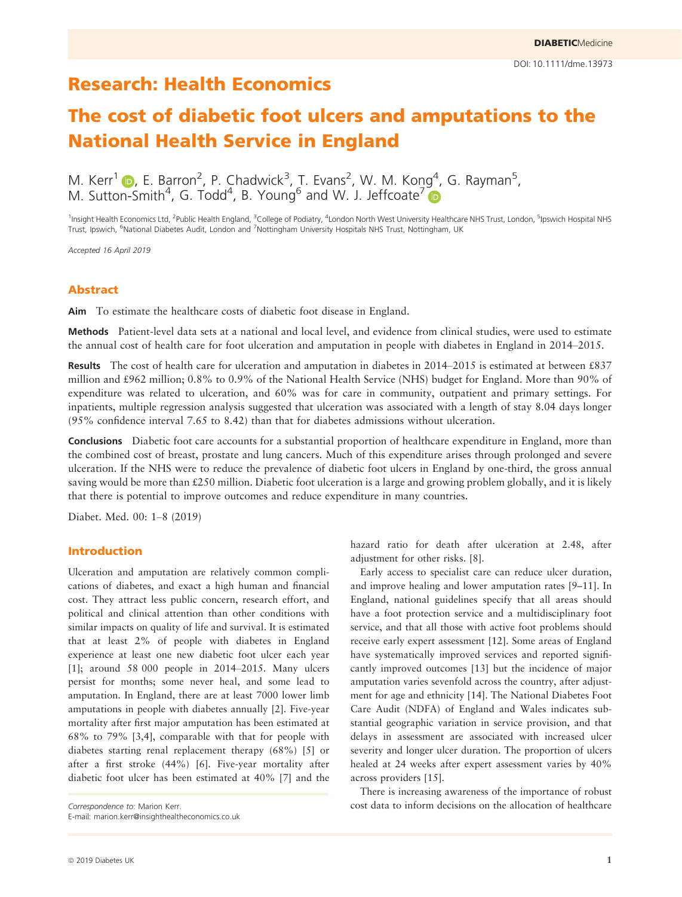DOI: 10.1111/dme.13973

## Research: Health Economics

# The cost of diabetic foot ulcers and amputations to the National Health Service in England

M. Kerr[1], E. Barron[2], P. Chadwick[3], T. Evans[2], W. M. Kong[4], G. Rayman[5], M. Sutton-Smith[4], G. Todd[4], B. Young[6] and W. J. Jeffcoate[7]

[1]Insight Health Economics Ltd, [2]Public Health England, [3]College of Podiatry, [4]London North West University Healthcare NHS Trust, London, [5]Ipswich Hospital NHS Trust, Ipswich, [6]National Diabetes Audit, London and [7]Nottingham University Hospitals NHS Trust, Nottingham, UK

*Accepted 16 April 2019*

## Abstract

**Aim** To estimate the healthcare costs of diabetic foot disease in England.

**Methods** Patient-level data sets at a national and local level, and evidence from clinical studies, were used to estimate the annual cost of health care for foot ulceration and amputation in people with diabetes in England in 2014–2015.

**Results** The cost of health care for ulceration and amputation in diabetes in 2014–2015 is estimated at between £837 million and £962 million; 0.8% to 0.9% of the National Health Service (NHS) budget for England. More than 90% of expenditure was related to ulceration, and 60% was for care in community, outpatient and primary settings. For inpatients, multiple regression analysis suggested that ulceration was associated with a length of stay 8.04 days longer (95% confidence interval 7.65 to 8.42) than that for diabetes admissions without ulceration.

**Conclusions** Diabetic foot care accounts for a substantial proportion of healthcare expenditure in England, more than the combined cost of breast, prostate and lung cancers. Much of this expenditure arises through prolonged and severe ulceration. If the NHS were to reduce the prevalence of diabetic foot ulcers in England by one-third, the gross annual saving would be more than £250 million. Diabetic foot ulceration is a large and growing problem globally, and it is likely that there is potential to improve outcomes and reduce expenditure in many countries.

Diabet. Med. 00: 1–8 (2019)

## Introduction

Ulceration and amputation are relatively common complications of diabetes, and exact a high human and financial cost. They attract less public concern, research effort, and political and clinical attention than other conditions with similar impacts on quality of life and survival. It is estimated that at least 2% of people with diabetes in England experience at least one new diabetic foot ulcer each year [1]; around 58 000 people in 2014–2015. Many ulcers persist for months; some never heal, and some lead to amputation. In England, there are at least 7000 lower limb amputations in people with diabetes annually [2]. Five-year mortality after first major amputation has been estimated at 68% to 79% [3,4], comparable with that for people with diabetes starting renal replacement therapy (68%) [5] or after a first stroke (44%) [6]. Five-year mortality after diabetic foot ulcer has been estimated at 40% [7] and the hazard ratio for death after ulceration at 2.48, after adjustment for other risks. [8].

Early access to specialist care can reduce ulcer duration, and improve healing and lower amputation rates [9–11]. In England, national guidelines specify that all areas should have a foot protection service and a multidisciplinary foot service, and that all those with active foot problems should receive early expert assessment [12]. Some areas of England have systematically improved services and reported significantly improved outcomes [13] but the incidence of major amputation varies sevenfold across the country, after adjustment for age and ethnicity [14]. The National Diabetes Foot Care Audit (NDFA) of England and Wales indicates substantial geographic variation in service provision, and that delays in assessment are associated with increased ulcer severity and longer ulcer duration. The proportion of ulcers healed at 24 weeks after expert assessment varies by 40% across providers [15].

There is increasing awareness of the importance of robust cost data to inform decisions on the allocation of healthcare

*Correspondence to*: Marion Kerr.
E-mail: marion.kerr@insighthealtheconomics.co.uk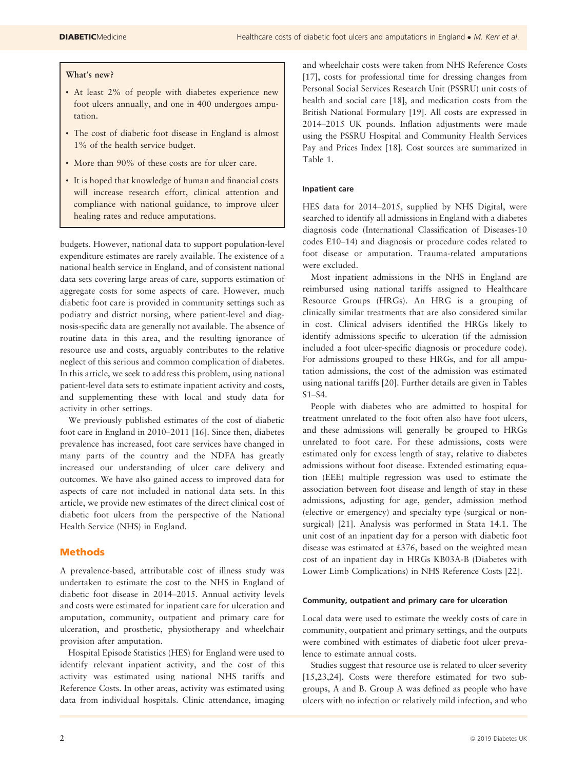> **What's new?**
>
> - At least 2% of people with diabetes experience new foot ulcers annually, and one in 400 undergoes amputation.
> - The cost of diabetic foot disease in England is almost 1% of the health service budget.
> - More than 90% of these costs are for ulcer care.
> - It is hoped that knowledge of human and financial costs will increase research effort, clinical attention and compliance with national guidance, to improve ulcer healing rates and reduce amputations.

budgets. However, national data to support population-level expenditure estimates are rarely available. The existence of a national health service in England, and of consistent national data sets covering large areas of care, supports estimation of aggregate costs for some aspects of care. However, much diabetic foot care is provided in community settings such as podiatry and district nursing, where patient-level and diagnosis-specific data are generally not available. The absence of routine data in this area, and the resulting ignorance of resource use and costs, arguably contributes to the relative neglect of this serious and common complication of diabetes. In this article, we seek to address this problem, using national patient-level data sets to estimate inpatient activity and costs, and supplementing these with local and study data for activity in other settings.

We previously published estimates of the cost of diabetic foot care in England in 2010–2011 [16]. Since then, diabetes prevalence has increased, foot care services have changed in many parts of the country and the NDFA has greatly increased our understanding of ulcer care delivery and outcomes. We have also gained access to improved data for aspects of care not included in national data sets. In this article, we provide new estimates of the direct clinical cost of diabetic foot ulcers from the perspective of the National Health Service (NHS) in England.

## Methods

A prevalence-based, attributable cost of illness study was undertaken to estimate the cost to the NHS in England of diabetic foot disease in 2014–2015. Annual activity levels and costs were estimated for inpatient care for ulceration and amputation, community, outpatient and primary care for ulceration, and prosthetic, physiotherapy and wheelchair provision after amputation.

Hospital Episode Statistics (HES) for England were used to identify relevant inpatient activity, and the cost of this activity was estimated using national NHS tariffs and Reference Costs. In other areas, activity was estimated using data from individual hospitals. Clinic attendance, imaging and wheelchair costs were taken from NHS Reference Costs [17], costs for professional time for dressing changes from Personal Social Services Research Unit (PSSRU) unit costs of health and social care [18], and medication costs from the British National Formulary [19]. All costs are expressed in 2014–2015 UK pounds. Inflation adjustments were made using the PSSRU Hospital and Community Health Services Pay and Prices Index [18]. Cost sources are summarized in Table 1.

### Inpatient care

HES data for 2014–2015, supplied by NHS Digital, were searched to identify all admissions in England with a diabetes diagnosis code (International Classification of Diseases-10 codes E10–14) and diagnosis or procedure codes related to foot disease or amputation. Trauma-related amputations were excluded.

Most inpatient admissions in the NHS in England are reimbursed using national tariffs assigned to Healthcare Resource Groups (HRGs). An HRG is a grouping of clinically similar treatments that are also considered similar in cost. Clinical advisers identified the HRGs likely to identify admissions specific to ulceration (if the admission included a foot ulcer-specific diagnosis or procedure code). For admissions grouped to these HRGs, and for all amputation admissions, the cost of the admission was estimated using national tariffs [20]. Further details are given in Tables S1–S4.

People with diabetes who are admitted to hospital for treatment unrelated to the foot often also have foot ulcers, and these admissions will generally be grouped to HRGs unrelated to foot care. For these admissions, costs were estimated only for excess length of stay, relative to diabetes admissions without foot disease. Extended estimating equation (EEE) multiple regression was used to estimate the association between foot disease and length of stay in these admissions, adjusting for age, gender, admission method (elective or emergency) and specialty type (surgical or non-surgical) [21]. Analysis was performed in Stata 14.1. The unit cost of an inpatient day for a person with diabetic foot disease was estimated at £376, based on the weighted mean cost of an inpatient day in HRGs KB03A-B (Diabetes with Lower Limb Complications) in NHS Reference Costs [22].

### Community, outpatient and primary care for ulceration

Local data were used to estimate the weekly costs of care in community, outpatient and primary settings, and the outputs were combined with estimates of diabetic foot ulcer prevalence to estimate annual costs.

Studies suggest that resource use is related to ulcer severity [15,23,24]. Costs were therefore estimated for two subgroups, A and B. Group A was defined as people who have ulcers with no infection or relatively mild infection, and who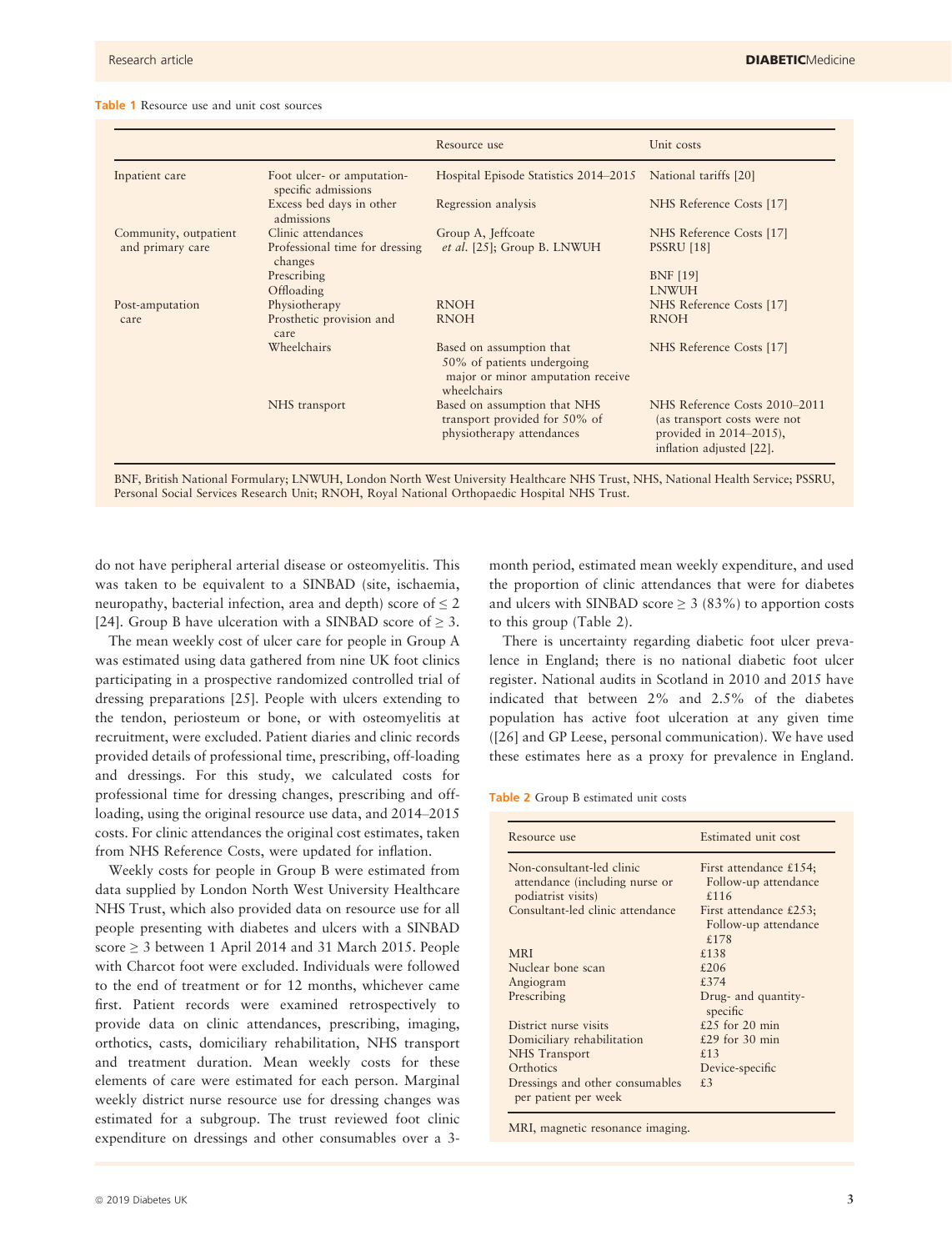**Table 1** Resource use and unit cost sources

| | | Resource use | Unit costs |
|---|---|---|---|
| Inpatient care | Foot ulcer- or amputation-specific admissions | Hospital Episode Statistics 2014–2015 | National tariffs [20] |
| | Excess bed days in other admissions | Regression analysis | NHS Reference Costs [17] |
| Community, outpatient and primary care | Clinic attendances | Group A, Jeffcoate *et al.* [25]; Group B. LNWUH | NHS Reference Costs [17] |
| | Professional time for dressing changes | | PSSRU [18] |
| | Prescribing | | BNF [19] |
| | Offloading | | LNWUH |
| Post-amputation care | Physiotherapy | RNOH | NHS Reference Costs [17] |
| | Prosthetic provision and care | RNOH | RNOH |
| | Wheelchairs | Based on assumption that 50% of patients undergoing major or minor amputation receive wheelchairs | NHS Reference Costs [17] |
| | NHS transport | Based on assumption that NHS transport provided for 50% of physiotherapy attendances | NHS Reference Costs 2010–2011 (as transport costs were not provided in 2014–2015), inflation adjusted [22]. |

BNF, British National Formulary; LNWUH, London North West University Healthcare NHS Trust, NHS, National Health Service; PSSRU, Personal Social Services Research Unit; RNOH, Royal National Orthopaedic Hospital NHS Trust.

do not have peripheral arterial disease or osteomyelitis. This was taken to be equivalent to a SINBAD (site, ischaemia, neuropathy, bacterial infection, area and depth) score of ≤ 2 [24]. Group B have ulceration with a SINBAD score of ≥ 3.

The mean weekly cost of ulcer care for people in Group A was estimated using data gathered from nine UK foot clinics participating in a prospective randomized controlled trial of dressing preparations [25]. People with ulcers extending to the tendon, periosteum or bone, or with osteomyelitis at recruitment, were excluded. Patient diaries and clinic records provided details of professional time, prescribing, off-loading and dressings. For this study, we calculated costs for professional time for dressing changes, prescribing and off-loading, using the original resource use data, and 2014–2015 costs. For clinic attendances the original cost estimates, taken from NHS Reference Costs, were updated for inflation.

Weekly costs for people in Group B were estimated from data supplied by London North West University Healthcare NHS Trust, which also provided data on resource use for all people presenting with diabetes and ulcers with a SINBAD score ≥ 3 between 1 April 2014 and 31 March 2015. People with Charcot foot were excluded. Individuals were followed to the end of treatment or for 12 months, whichever came first. Patient records were examined retrospectively to provide data on clinic attendances, prescribing, imaging, orthotics, casts, domiciliary rehabilitation, NHS transport and treatment duration. Mean weekly costs for these elements of care were estimated for each person. Marginal weekly district nurse resource use for dressing changes was estimated for a subgroup. The trust reviewed foot clinic expenditure on dressings and other consumables over a 3-month period, estimated mean weekly expenditure, and used the proportion of clinic attendances that were for diabetes and ulcers with SINBAD score ≥ 3 (83%) to apportion costs to this group (Table 2).

There is uncertainty regarding diabetic foot ulcer prevalence in England; there is no national diabetic foot ulcer register. National audits in Scotland in 2010 and 2015 have indicated that between 2% and 2.5% of the diabetes population has active foot ulceration at any given time ([26] and GP Leese, personal communication). We have used these estimates here as a proxy for prevalence in England.

**Table 2** Group B estimated unit costs

| Resource use | Estimated unit cost |
|---|---|
| Non-consultant-led clinic attendance (including nurse or podiatrist visits) | First attendance £154; Follow-up attendance £116 |
| Consultant-led clinic attendance | First attendance £253; Follow-up attendance £178 |
| MRI | £138 |
| Nuclear bone scan | £206 |
| Angiogram | £374 |
| Prescribing | Drug- and quantity-specific |
| District nurse visits | £25 for 20 min |
| Domiciliary rehabilitation | £29 for 30 min |
| NHS Transport | £13 |
| Orthotics | Device-specific |
| Dressings and other consumables per patient per week | £3 |

MRI, magnetic resonance imaging.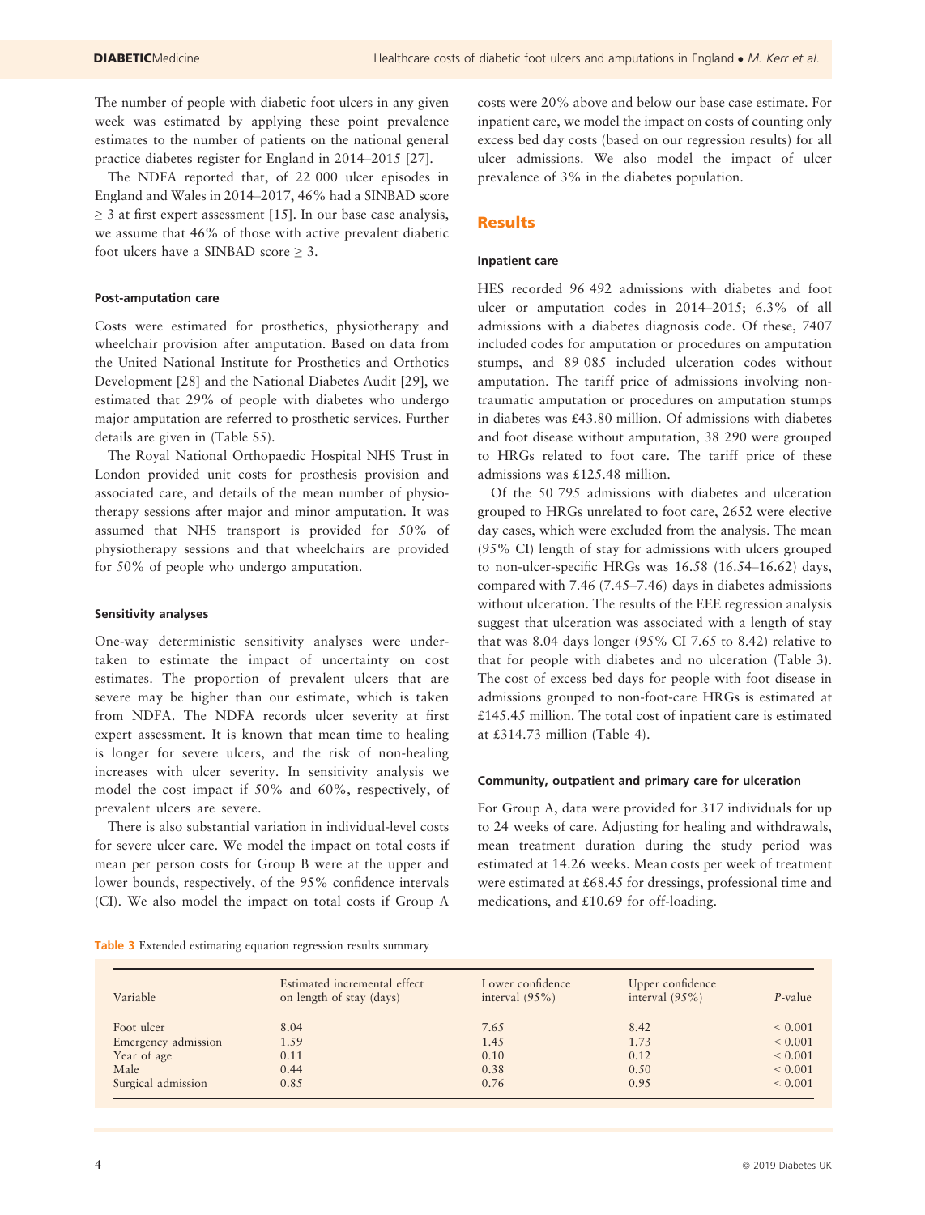The number of people with diabetic foot ulcers in any given week was estimated by applying these point prevalence estimates to the number of patients on the national general practice diabetes register for England in 2014–2015 [27].

The NDFA reported that, of 22 000 ulcer episodes in England and Wales in 2014–2017, 46% had a SINBAD score ≥ 3 at first expert assessment [15]. In our base case analysis, we assume that 46% of those with active prevalent diabetic foot ulcers have a SINBAD score ≥ 3.

#### Post-amputation care

Costs were estimated for prosthetics, physiotherapy and wheelchair provision after amputation. Based on data from the United National Institute for Prosthetics and Orthotics Development [28] and the National Diabetes Audit [29], we estimated that 29% of people with diabetes who undergo major amputation are referred to prosthetic services. Further details are given in (Table S5).

The Royal National Orthopaedic Hospital NHS Trust in London provided unit costs for prosthesis provision and associated care, and details of the mean number of physiotherapy sessions after major and minor amputation. It was assumed that NHS transport is provided for 50% of physiotherapy sessions and that wheelchairs are provided for 50% of people who undergo amputation.

#### Sensitivity analyses

One-way deterministic sensitivity analyses were undertaken to estimate the impact of uncertainty on cost estimates. The proportion of prevalent ulcers that are severe may be higher than our estimate, which is taken from NDFA. The NDFA records ulcer severity at first expert assessment. It is known that mean time to healing is longer for severe ulcers, and the risk of non-healing increases with ulcer severity. In sensitivity analysis we model the cost impact if 50% and 60%, respectively, of prevalent ulcers are severe.

There is also substantial variation in individual-level costs for severe ulcer care. We model the impact on total costs if mean per person costs for Group B were at the upper and lower bounds, respectively, of the 95% confidence intervals (CI). We also model the impact on total costs if Group A costs were 20% above and below our base case estimate. For inpatient care, we model the impact on costs of counting only excess bed day costs (based on our regression results) for all ulcer admissions. We also model the impact of ulcer prevalence of 3% in the diabetes population.

## Results

#### Inpatient care

HES recorded 96 492 admissions with diabetes and foot ulcer or amputation codes in 2014–2015; 6.3% of all admissions with a diabetes diagnosis code. Of these, 7407 included codes for amputation or procedures on amputation stumps, and 89 085 included ulceration codes without amputation. The tariff price of admissions involving non-traumatic amputation or procedures on amputation stumps in diabetes was £43.80 million. Of admissions with diabetes and foot disease without amputation, 38 290 were grouped to HRGs related to foot care. The tariff price of these admissions was £125.48 million.

Of the 50 795 admissions with diabetes and ulceration grouped to HRGs unrelated to foot care, 2652 were elective day cases, which were excluded from the analysis. The mean (95% CI) length of stay for admissions with ulcers grouped to non-ulcer-specific HRGs was 16.58 (16.54–16.62) days, compared with 7.46 (7.45–7.46) days in diabetes admissions without ulceration. The results of the EEE regression analysis suggest that ulceration was associated with a length of stay that was 8.04 days longer (95% CI 7.65 to 8.42) relative to that for people with diabetes and no ulceration (Table 3). The cost of excess bed days for people with foot disease in admissions grouped to non-foot-care HRGs is estimated at £145.45 million. The total cost of inpatient care is estimated at £314.73 million (Table 4).

#### Community, outpatient and primary care for ulceration

For Group A, data were provided for 317 individuals for up to 24 weeks of care. Adjusting for healing and withdrawals, mean treatment duration during the study period was estimated at 14.26 weeks. Mean costs per week of treatment were estimated at £68.45 for dressings, professional time and medications, and £10.69 for off-loading.

**Table 3** Extended estimating equation regression results summary

| Variable | Estimated incremental effect on length of stay (days) | Lower confidence interval (95%) | Upper confidence interval (95%) | *P*-value |
|---|---|---|---|---|
| Foot ulcer | 8.04 | 7.65 | 8.42 | < 0.001 |
| Emergency admission | 1.59 | 1.45 | 1.73 | < 0.001 |
| Year of age | 0.11 | 0.10 | 0.12 | < 0.001 |
| Male | 0.44 | 0.38 | 0.50 | < 0.001 |
| Surgical admission | 0.85 | 0.76 | 0.95 | < 0.001 |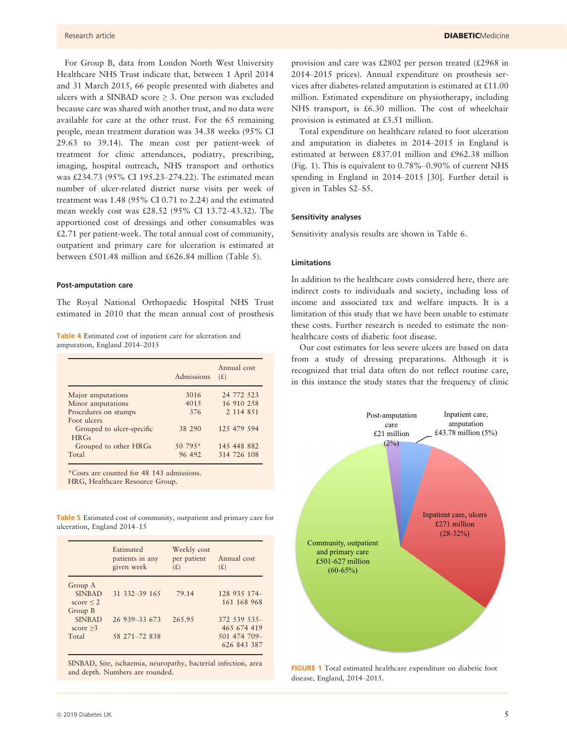For Group B, data from London North West University Healthcare NHS Trust indicate that, between 1 April 2014 and 31 March 2015, 66 people presented with diabetes and ulcers with a SINBAD score ≥ 3. One person was excluded because care was shared with another trust, and no data were available for care at the other trust. For the 65 remaining people, mean treatment duration was 34.38 weeks (95% CI 29.63 to 39.14). The mean cost per patient-week of treatment for clinic attendances, podiatry, prescribing, imaging, hospital outreach, NHS transport and orthotics was £234.73 (95% CI 195.23–274.22). The estimated mean number of ulcer-related district nurse visits per week of treatment was 1.48 (95% CI 0.71 to 2.24) and the estimated mean weekly cost was £28.52 (95% CI 13.72–43.32). The apportioned cost of dressings and other consumables was £2.71 per patient-week. The total annual cost of community, outpatient and primary care for ulceration is estimated at between £501.48 million and £626.84 million (Table 5).

### Post-amputation care

The Royal National Orthopaedic Hospital NHS Trust estimated in 2010 that the mean annual cost of prosthesis provision and care was £2802 per person treated (£2968 in 2014–2015 prices). Annual expenditure on prosthesis services after diabetes-related amputation is estimated at £11.00 million. Estimated expenditure on physiotherapy, including NHS transport, is £6.30 million. The cost of wheelchair provision is estimated at £3.51 million.

Total expenditure on healthcare related to foot ulceration and amputation in diabetes in 2014–2015 in England is estimated at between £837.01 million and £962.38 million (Fig. 1). This is equivalent to 0.78%–0.90% of current NHS spending in England in 2014–2015 [30]. Further detail is given in Tables S2–S5.

**Table 4** Estimated cost of inpatient care for ulceration and amputation, England 2014–2015

| | Admissions | Annual cost (£) |
|---|---|---|
| Major amputations | 3016 | 24 772 523 |
| Minor amputations | 4015 | 16 910 258 |
| Procedures on stumps | 376 | 2 114 851 |
| Foot ulcers | | |
| Grouped to ulcer-specific HRGs | 38 290 | 125 479 594 |
| Grouped to other HRGs | 50 795* | 145 448 882 |
| Total | 96 492 | 314 726 108 |

*Costs are counted for 48 143 admissions.
HRG, Healthcare Resource Group.

**Table 5** Estimated cost of community, outpatient and primary care for ulceration, England 2014–15

| | Estimated patients in any given week | Weekly cost per patient (£) | Annual cost (£) |
|---|---|---|---|
| Group A SINBAD score ≤ 2 | 31 332–39 165 | 79.14 | 128 935 174–161 168 968 |
| Group B SINBAD score ≥3 | 26 939–33 673 | 265.95 | 372 539 535–465 674 419 |
| Total | 58 271–72 838 | | 501 474 709–626 843 387 |

SINBAD, Site, ischaemia, neuropathy, bacterial infection, area and depth. Numbers are rounded.

### Sensitivity analyses

Sensitivity analysis results are shown in Table 6.

### Limitations

In addition to the healthcare costs considered here, there are indirect costs to individuals and society, including loss of income and associated tax and welfare impacts. It is a limitation of this study that we have been unable to estimate these costs. Further research is needed to estimate the non-healthcare costs of diabetic foot disease.

Our cost estimates for less severe ulcers are based on data from a study of dressing preparations. Although it is recognized that trial data often do not reflect routine care, in this instance the study states that the frequency of clinic

**FIGURE 1** Total estimated healthcare expenditure on diabetic foot disease, England, 2014–2015.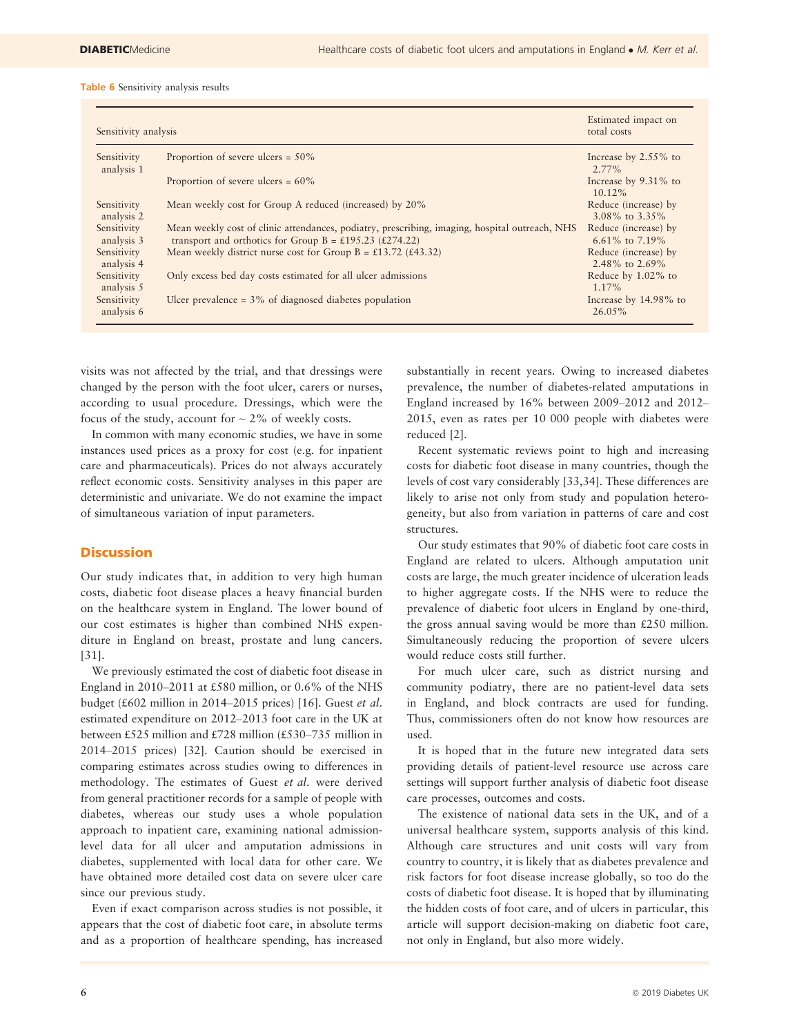Table 6 Sensitivity analysis results

| Sensitivity analysis | | Estimated impact on total costs |
|---|---|---|
| Sensitivity analysis 1 | Proportion of severe ulcers = 50% | Increase by 2.55% to 2.77% |
| | Proportion of severe ulcers = 60% | Increase by 9.31% to 10.12% |
| Sensitivity analysis 2 | Mean weekly cost for Group A reduced (increased) by 20% | Reduce (increase) by 3.08% to 3.35% |
| Sensitivity analysis 3 | Mean weekly cost of clinic attendances, podiatry, prescribing, imaging, hospital outreach, NHS transport and orthotics for Group B = £195.23 (£274.22) | Reduce (increase) by 6.61% to 7.19% |
| Sensitivity analysis 4 | Mean weekly district nurse cost for Group B = £13.72 (£43.32) | Reduce (increase) by 2.48% to 2.69% |
| Sensitivity analysis 5 | Only excess bed day costs estimated for all ulcer admissions | Reduce by 1.02% to 1.17% |
| Sensitivity analysis 6 | Ulcer prevalence = 3% of diagnosed diabetes population | Increase by 14.98% to 26.05% |

visits was not affected by the trial, and that dressings were changed by the person with the foot ulcer, carers or nurses, according to usual procedure. Dressings, which were the focus of the study, account for ~ 2% of weekly costs.

In common with many economic studies, we have in some instances used prices as a proxy for cost (e.g. for inpatient care and pharmaceuticals). Prices do not always accurately reflect economic costs. Sensitivity analyses in this paper are deterministic and univariate. We do not examine the impact of simultaneous variation of input parameters.

## Discussion

Our study indicates that, in addition to very high human costs, diabetic foot disease places a heavy financial burden on the healthcare system in England. The lower bound of our cost estimates is higher than combined NHS expenditure in England on breast, prostate and lung cancers. [31].

We previously estimated the cost of diabetic foot disease in England in 2010–2011 at £580 million, or 0.6% of the NHS budget (£602 million in 2014–2015 prices) [16]. Guest *et al.* estimated expenditure on 2012–2013 foot care in the UK at between £525 million and £728 million (£530–735 million in 2014–2015 prices) [32]. Caution should be exercised in comparing estimates across studies owing to differences in methodology. The estimates of Guest *et al.* were derived from general practitioner records for a sample of people with diabetes, whereas our study uses a whole population approach to inpatient care, examining national admission-level data for all ulcer and amputation admissions in diabetes, supplemented with local data for other care. We have obtained more detailed cost data on severe ulcer care since our previous study.

Even if exact comparison across studies is not possible, it appears that the cost of diabetic foot care, in absolute terms and as a proportion of healthcare spending, has increased substantially in recent years. Owing to increased diabetes prevalence, the number of diabetes-related amputations in England increased by 16% between 2009–2012 and 2012–2015, even as rates per 10 000 people with diabetes were reduced [2].

Recent systematic reviews point to high and increasing costs for diabetic foot disease in many countries, though the levels of cost vary considerably [33,34]. These differences are likely to arise not only from study and population heterogeneity, but also from variation in patterns of care and cost structures.

Our study estimates that 90% of diabetic foot care costs in England are related to ulcers. Although amputation unit costs are large, the much greater incidence of ulceration leads to higher aggregate costs. If the NHS were to reduce the prevalence of diabetic foot ulcers in England by one-third, the gross annual saving would be more than £250 million. Simultaneously reducing the proportion of severe ulcers would reduce costs still further.

For much ulcer care, such as district nursing and community podiatry, there are no patient-level data sets in England, and block contracts are used for funding. Thus, commissioners often do not know how resources are used.

It is hoped that in the future new integrated data sets providing details of patient-level resource use across care settings will support further analysis of diabetic foot disease care processes, outcomes and costs.

The existence of national data sets in the UK, and of a universal healthcare system, supports analysis of this kind. Although care structures and unit costs will vary from country to country, it is likely that as diabetes prevalence and risk factors for foot disease increase globally, so too do the costs of diabetic foot disease. It is hoped that by illuminating the hidden costs of foot care, and of ulcers in particular, this article will support decision-making on diabetic foot care, not only in England, but also more widely.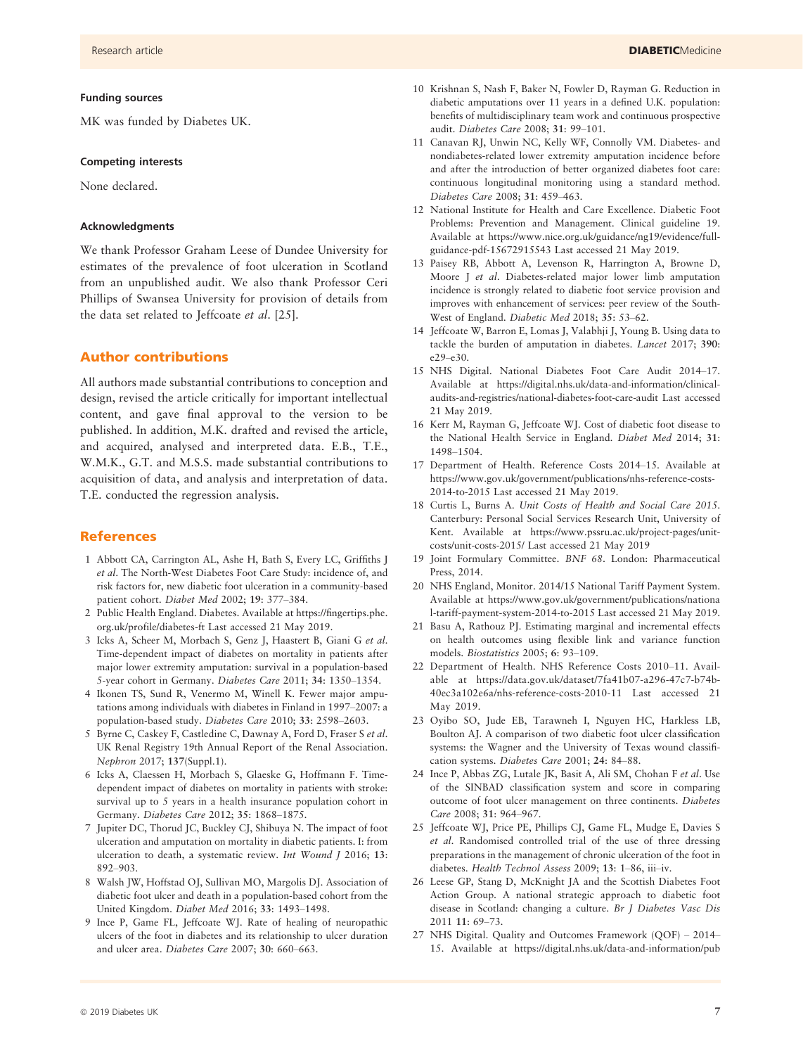### Funding sources

MK was funded by Diabetes UK.

### Competing interests

None declared.

### Acknowledgments

We thank Professor Graham Leese of Dundee University for estimates of the prevalence of foot ulceration in Scotland from an unpublished audit. We also thank Professor Ceri Phillips of Swansea University for provision of details from the data set related to Jeffcoate *et al*. [25].

## Author contributions

All authors made substantial contributions to conception and design, revised the article critically for important intellectual content, and gave final approval to the version to be published. In addition, M.K. drafted and revised the article, and acquired, analysed and interpreted data. E.B., T.E., W.M.K., G.T. and M.S.S. made substantial contributions to acquisition of data, and analysis and interpretation of data. T.E. conducted the regression analysis.

## References

1 Abbott CA, Carrington AL, Ashe H, Bath S, Every LC, Griffiths J *et al*. The North-West Diabetes Foot Care Study: incidence of, and risk factors for, new diabetic foot ulceration in a community-based patient cohort. *Diabet Med* 2002; **19**: 377–384.

2 Public Health England. Diabetes. Available at https://fingertips.phe.org.uk/profile/diabetes-ft Last accessed 21 May 2019.

3 Icks A, Scheer M, Morbach S, Genz J, Haastert B, Giani G *et al*. Time-dependent impact of diabetes on mortality in patients after major lower extremity amputation: survival in a population-based 5-year cohort in Germany. *Diabetes Care* 2011; **34**: 1350–1354.

4 Ikonen TS, Sund R, Venermo M, Winell K. Fewer major amputations among individuals with diabetes in Finland in 1997–2007: a population-based study. *Diabetes Care* 2010; **33**: 2598–2603.

5 Byrne C, Caskey F, Castledine C, Dawnay A, Ford D, Fraser S *et al*. UK Renal Registry 19th Annual Report of the Renal Association. *Nephron* 2017; **137**(Suppl.1).

6 Icks A, Claessen H, Morbach S, Glaeske G, Hoffmann F. Time-dependent impact of diabetes on mortality in patients with stroke: survival up to 5 years in a health insurance population cohort in Germany. *Diabetes Care* 2012; **35**: 1868–1875.

7 Jupiter DC, Thorud JC, Buckley CJ, Shibuya N. The impact of foot ulceration and amputation on mortality in diabetic patients. I: from ulceration to death, a systematic review. *Int Wound J* 2016; **13**: 892–903.

8 Walsh JW, Hoffstad OJ, Sullivan MO, Margolis DJ. Association of diabetic foot ulcer and death in a population-based cohort from the United Kingdom. *Diabet Med* 2016; **33**: 1493–1498.

9 Ince P, Game FL, Jeffcoate WJ. Rate of healing of neuropathic ulcers of the foot in diabetes and its relationship to ulcer duration and ulcer area. *Diabetes Care* 2007; **30**: 660–663.

10 Krishnan S, Nash F, Baker N, Fowler D, Rayman G. Reduction in diabetic amputations over 11 years in a defined U.K. population: benefits of multidisciplinary team work and continuous prospective audit. *Diabetes Care* 2008; **31**: 99–101.

11 Canavan RJ, Unwin NC, Kelly WF, Connolly VM. Diabetes- and nondiabetes-related lower extremity amputation incidence before and after the introduction of better organized diabetes foot care: continuous longitudinal monitoring using a standard method. *Diabetes Care* 2008; **31**: 459–463.

12 National Institute for Health and Care Excellence. Diabetic Foot Problems: Prevention and Management. Clinical guideline 19. Available at https://www.nice.org.uk/guidance/ng19/evidence/full-guidance-pdf-15672915543 Last accessed 21 May 2019.

13 Paisey RB, Abbott A, Levenson R, Harrington A, Browne D, Moore J *et al*. Diabetes-related major lower limb amputation incidence is strongly related to diabetic foot service provision and improves with enhancement of services: peer review of the South-West of England. *Diabet Med* 2018; **35**: 53–62.

14 Jeffcoate W, Barron E, Lomas J, Valabhji J, Young B. Using data to tackle the burden of amputation in diabetes. *Lancet* 2017; **390**: e29–e30.

15 NHS Digital. National Diabetes Foot Care Audit 2014–17. Available at https://digital.nhs.uk/data-and-information/clinical-audits-and-registries/national-diabetes-foot-care-audit Last accessed 21 May 2019.

16 Kerr M, Rayman G, Jeffcoate WJ. Cost of diabetic foot disease to the National Health Service in England. *Diabet Med* 2014; **31**: 1498–1504.

17 Department of Health. Reference Costs 2014–15. Available at https://www.gov.uk/government/publications/nhs-reference-costs-2014-to-2015 Last accessed 21 May 2019.

18 Curtis L, Burns A. *Unit Costs of Health and Social Care 2015*. Canterbury: Personal Social Services Research Unit, University of Kent. Available at https://www.pssru.ac.uk/project-pages/unit-costs/unit-costs-2015/ Last accessed 21 May 2019

19 Joint Formulary Committee. *BNF 68*. London: Pharmaceutical Press, 2014.

20 NHS England, Monitor. 2014/15 National Tariff Payment System. Available at https://www.gov.uk/government/publications/national-tariff-payment-system-2014-to-2015 Last accessed 21 May 2019.

21 Basu A, Rathouz PJ. Estimating marginal and incremental effects on health outcomes using flexible link and variance function models. *Biostatistics* 2005; **6**: 93–109.

22 Department of Health. NHS Reference Costs 2010–11. Available at https://data.gov.uk/dataset/7fa41b07-a296-47c7-b74b-40ec3a102e6a/nhs-reference-costs-2010-11 Last accessed 21 May 2019.

23 Oyibo SO, Jude EB, Tarawneh I, Nguyen HC, Harkless LB, Boulton AJ. A comparison of two diabetic foot ulcer classification systems: the Wagner and the University of Texas wound classification systems. *Diabetes Care* 2001; **24**: 84–88.

24 Ince P, Abbas ZG, Lutale JK, Basit A, Ali SM, Chohan F *et al*. Use of the SINBAD classification system and score in comparing outcome of foot ulcer management on three continents. *Diabetes Care* 2008; **31**: 964–967.

25 Jeffcoate WJ, Price PE, Phillips CJ, Game FL, Mudge E, Davies S *et al*. Randomised controlled trial of the use of three dressing preparations in the management of chronic ulceration of the foot in diabetes. *Health Technol Assess* 2009; **13**: 1–86, iii–iv.

26 Leese GP, Stang D, McKnight JA and the Scottish Diabetes Foot Action Group. A national strategic approach to diabetic foot disease in Scotland: changing a culture. *Br J Diabetes Vasc Dis* 2011 **11**: 69–73.

27 NHS Digital. Quality and Outcomes Framework (QOF) – 2014–15. Available at https://digital.nhs.uk/data-and-information/pub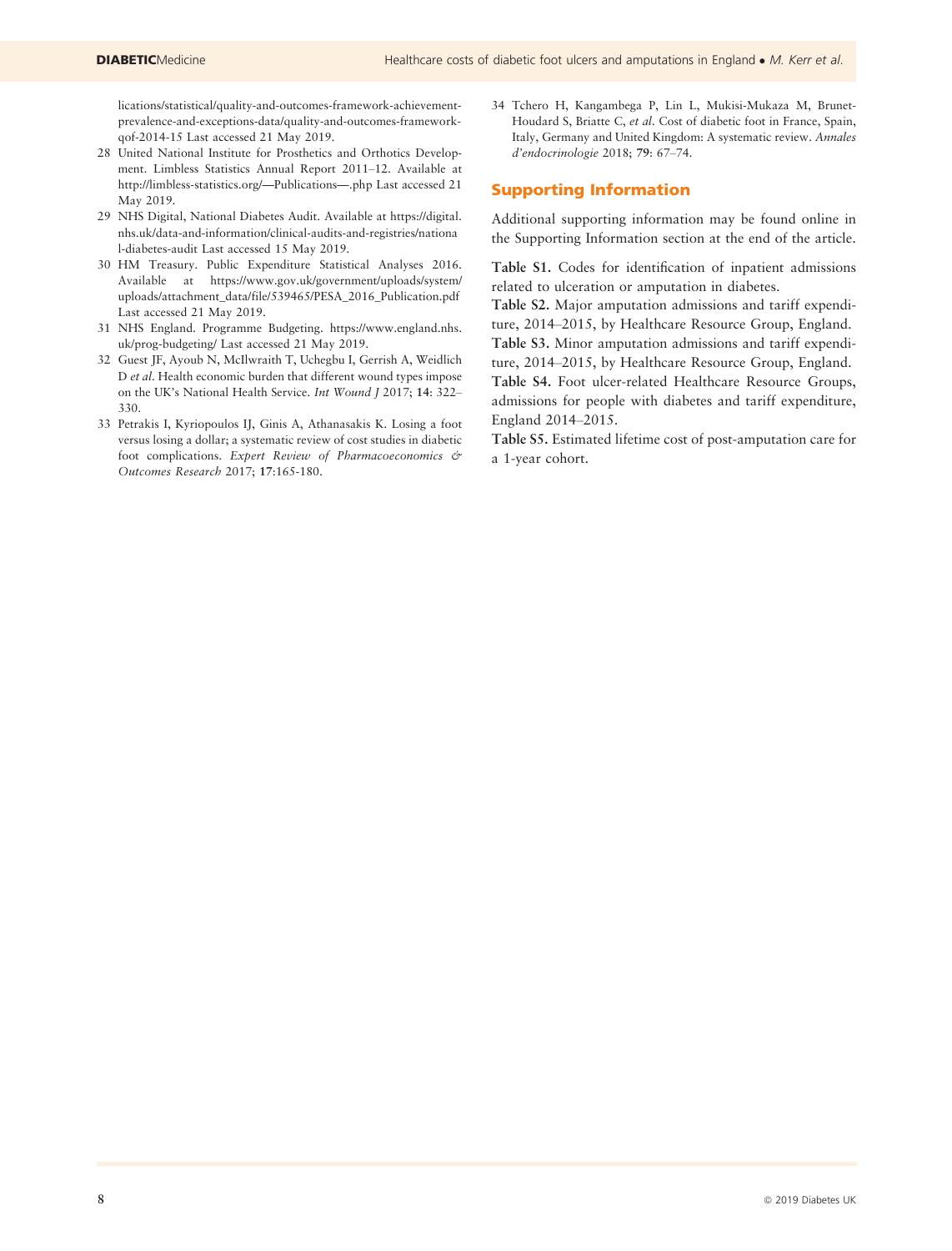lications/statistical/quality-and-outcomes-framework-achievement-prevalence-and-exceptions-data/quality-and-outcomes-framework-qof-2014-15 Last accessed 21 May 2019.

28 United National Institute for Prosthetics and Orthotics Development. Limbless Statistics Annual Report 2011–12. Available at http://limbless-statistics.org/—Publications—.php Last accessed 21 May 2019.

29 NHS Digital, National Diabetes Audit. Available at https://digital.nhs.uk/data-and-information/clinical-audits-and-registries/national-diabetes-audit Last accessed 15 May 2019.

30 HM Treasury. Public Expenditure Statistical Analyses 2016. Available at https://www.gov.uk/government/uploads/system/uploads/attachment_data/file/539465/PESA_2016_Publication.pdf Last accessed 21 May 2019.

31 NHS England. Programme Budgeting. https://www.england.nhs.uk/prog-budgeting/ Last accessed 21 May 2019.

32 Guest JF, Ayoub N, McIlwraith T, Uchegbu I, Gerrish A, Weidlich D *et al*. Health economic burden that different wound types impose on the UK's National Health Service. *Int Wound J* 2017; **14**: 322–330.

33 Petrakis I, Kyriopoulos IJ, Ginis A, Athanasakis K. Losing a foot versus losing a dollar; a systematic review of cost studies in diabetic foot complications. *Expert Review of Pharmacoeconomics & Outcomes Research* 2017; **17**:165-180.

34 Tchero H, Kangambega P, Lin L, Mukisi-Mukaza M, Brunet-Houdard S, Briatte C, *et al*. Cost of diabetic foot in France, Spain, Italy, Germany and United Kingdom: A systematic review. *Annales d'endocrinologie* 2018; **79**: 67–74.

## Supporting Information

Additional supporting information may be found online in the Supporting Information section at the end of the article.

**Table S1.** Codes for identification of inpatient admissions related to ulceration or amputation in diabetes.

**Table S2.** Major amputation admissions and tariff expenditure, 2014–2015, by Healthcare Resource Group, England.

**Table S3.** Minor amputation admissions and tariff expenditure, 2014–2015, by Healthcare Resource Group, England.

**Table S4.** Foot ulcer-related Healthcare Resource Groups, admissions for people with diabetes and tariff expenditure, England 2014–2015.

**Table S5.** Estimated lifetime cost of post-amputation care for a 1-year cohort.